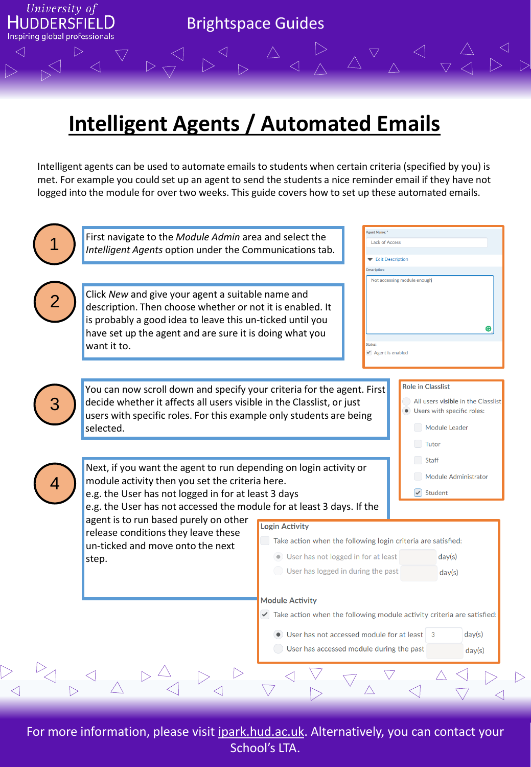University of HUDDERSFIELD
Inspiring global professionals

Brightspace Guides

# Intelligent Agents / Automated Emails

Intelligent agents can be used to automate emails to students when certain criteria (specified by you) is met. For example you could set up an agent to send the students a nice reminder email if they have not logged into the module for over two weeks. This guide covers how to set up these automated emails.

1. First navigate to the *Module Admin* area and select the *Intelligent Agents* option under the Communications tab.

2. Click *New* and give your agent a suitable name and description. Then choose whether or not it is enabled. It is probably a good idea to leave this un-ticked until you have set up the agent and are sure it is doing what you want it to.

   Agent Name: *
   Lack of Access
   Edit Description
   Description:
   Not accessing module enough
   Status:
   Agent is enabled

3. You can now scroll down and specify your criteria for the agent. First decide whether it affects all users visible in the Classlist, or just users with specific roles. For this example only students are being selected.

   Role in Classlist
   - All users visible in the Classlist
   - Users with specific roles:
     - Module Leader
     - Tutor
     - Staff
     - Module Administrator
     - Student

4. Next, if you want the agent to run depending on login activity or module activity then you set the criteria here.
   e.g. the User has not logged in for at least 3 days
   e.g. the User has not accessed the module for at least 3 days. If the agent is to run based purely on other release conditions they leave these un-ticked and move onto the next step.

   Login Activity
   Take action when the following login criteria are satisfied:
   - User has not logged in for at least day(s)
   - User has logged in during the past day(s)

   Module Activity
   Take action when the following module activity criteria are satisfied:
   - User has not accessed module for at least 3 day(s)
   - User has accessed module during the past day(s)

For more information, please visit ipark.hud.ac.uk. Alternatively, you can contact your School's LTA.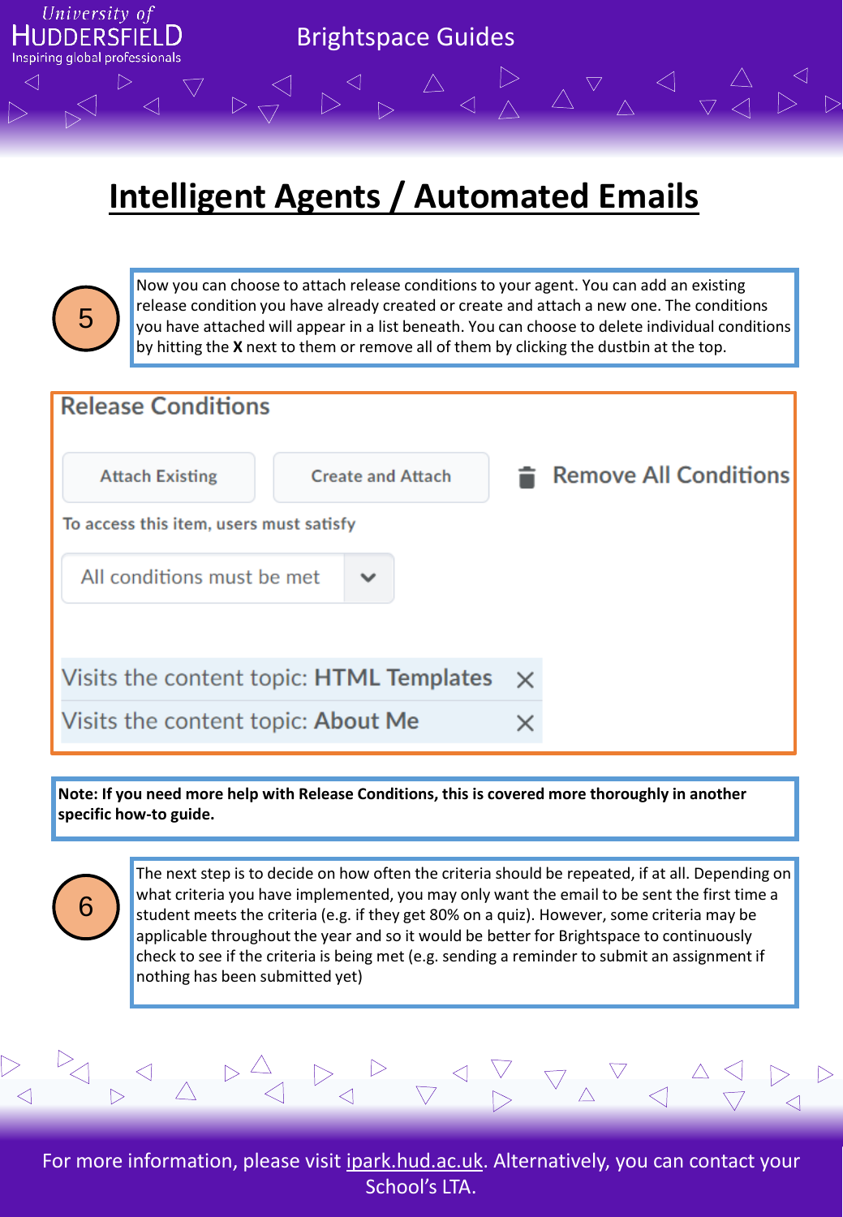# Intelligent Agents / Automated Emails

**5**

Now you can choose to attach release conditions to your agent. You can add an existing release condition you have already created or create and attach a new one. The conditions you have attached will appear in a list beneath. You can choose to delete individual conditions by hitting the **X** next to them or remove all of them by clicking the dustbin at the top.

**Release Conditions**

Attach Existing | Create and Attach | Remove All Conditions

To access this item, users must satisfy

All conditions must be met

Visits the content topic: **HTML Templates** ✕

Visits the content topic: **About Me** ✕

**Note: If you need more help with Release Conditions, this is covered more thoroughly in another specific how-to guide.**

**6**

The next step is to decide on how often the criteria should be repeated, if at all. Depending on what criteria you have implemented, you may only want the email to be sent the first time a student meets the criteria (e.g. if they get 80% on a quiz). However, some criteria may be applicable throughout the year and so it would be better for Brightspace to continuously check to see if the criteria is being met (e.g. sending a reminder to submit an assignment if nothing has been submitted yet)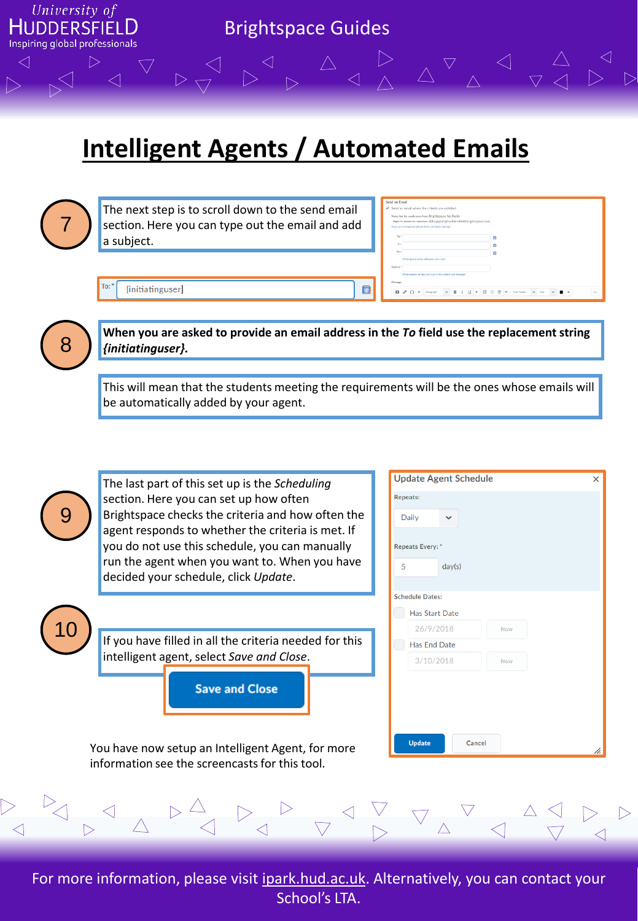# Intelligent Agents / Automated Emails

**7** The next step is to scroll down to the send email section. Here you can type out the email and add a subject.

To: * {initiatinguser}

**8** **When you are asked to provide an email address in the *To* field use the replacement string *{initiatinguser}*.**

This will mean that the students meeting the requirements will be the ones whose emails will be automatically added by your agent.

**9** The last part of this set up is the *Scheduling* section. Here you can set up how often Brightspace checks the criteria and how often the agent responds to whether the criteria is met. If you do not use this schedule, you can manually run the agent when you want to. When you have decided your schedule, click *Update*.

Update Agent Schedule

Repeats:

Daily

Repeats Every: *

5 day(s)

Schedule Dates:

Has Start Date

26/9/2018 Now

Has End Date

3/10/2018 Now

Update Cancel

**10** If you have filled in all the criteria needed for this intelligent agent, select *Save and Close*.

Save and Close

You have now setup an Intelligent Agent, for more information see the screencasts for this tool.

For more information, please visit ipark.hud.ac.uk. Alternatively, you can contact your School's LTA.